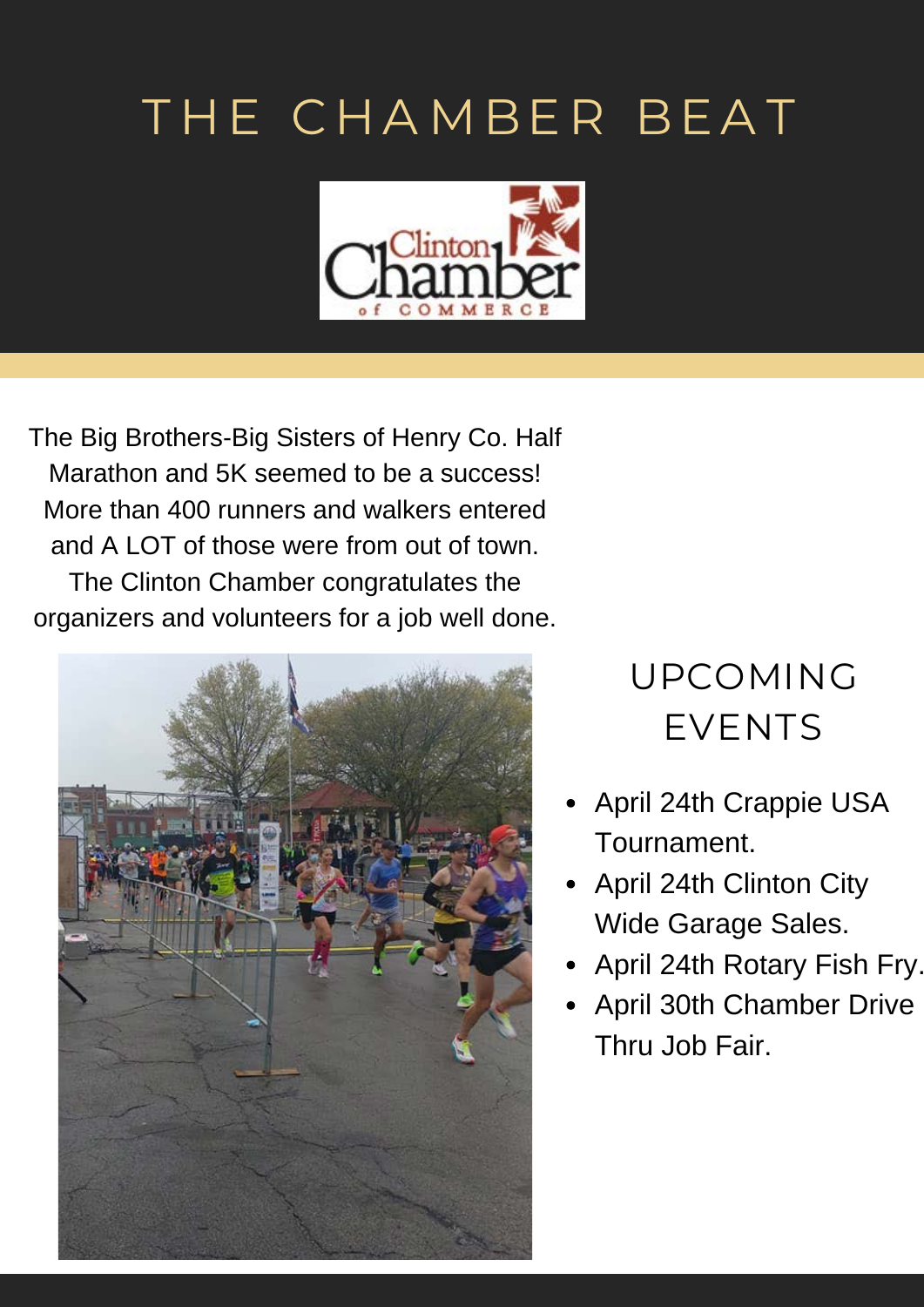# THE CHAMBER BEAT

Clinton Chamber of Commerce

The Big Brothers-Big Sisters of Henry Co. Half Marathon and 5K seemed to be a success! More than 400 runners and walkers entered and A LOT of those were from out of town. The Clinton Chamber congratulates the organizers and volunteers for a job well done.

## UPCOMING EVENTS

- April 24th Crappie USA Tournament.
- April 24th Clinton City Wide Garage Sales.
- April 24th Rotary Fish Fry.
- April 30th Chamber Drive Thru Job Fair.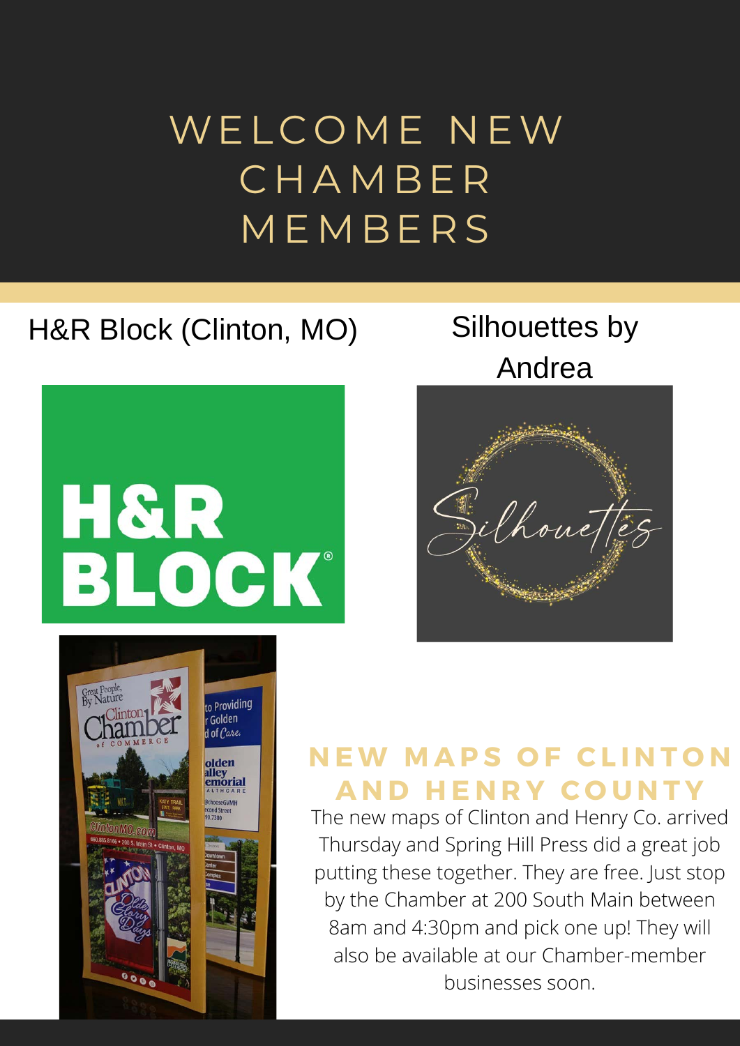# WELCOME NEW CHAMBER MEMBERS

H&R Block (Clinton, MO)

Silhouettes by Andrea

## NEW MAPS OF CLINTON AND HENRY COUNTY

The new maps of Clinton and Henry Co. arrived Thursday and Spring Hill Press did a great job putting these together. They are free. Just stop by the Chamber at 200 South Main between 8am and 4:30pm and pick one up! They will also be available at our Chamber-member businesses soon.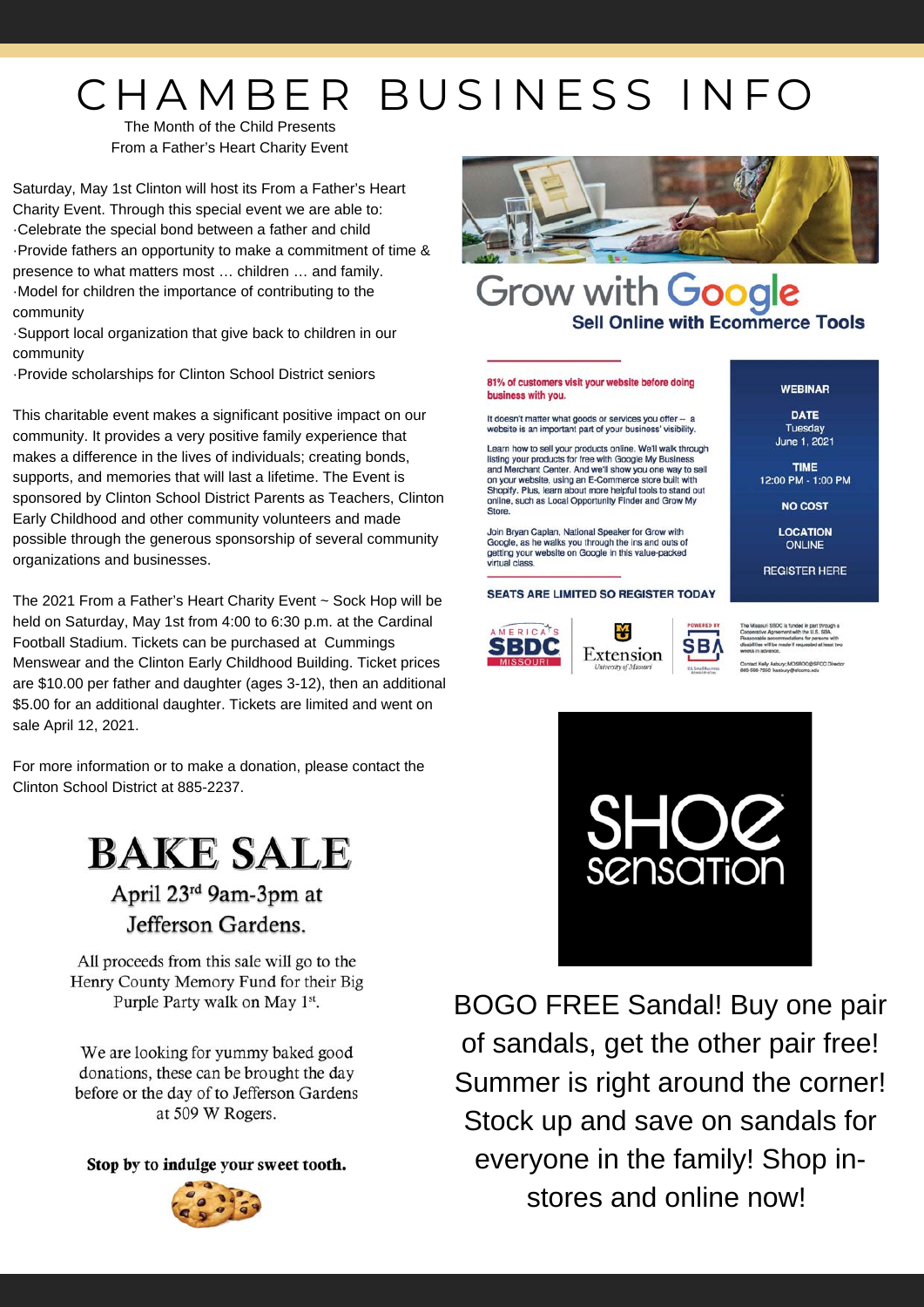# CHAMBER BUSINESS INFO

The Month of the Child Presents
From a Father's Heart Charity Event

Saturday, May 1st Clinton will host its From a Father's Heart Charity Event. Through this special event we are able to:

- Celebrate the special bond between a father and child
- Provide fathers an opportunity to make a commitment of time & presence to what matters most … children … and family.
- Model for children the importance of contributing to the community
- Support local organization that give back to children in our community
- Provide scholarships for Clinton School District seniors

This charitable event makes a significant positive impact on our community. It provides a very positive family experience that makes a difference in the lives of individuals; creating bonds, supports, and memories that will last a lifetime. The Event is sponsored by Clinton School District Parents as Teachers, Clinton Early Childhood and other community volunteers and made possible through the generous sponsorship of several community organizations and businesses.

The 2021 From a Father's Heart Charity Event ~ Sock Hop will be held on Saturday, May 1st from 4:00 to 6:30 p.m. at the Cardinal Football Stadium. Tickets can be purchased at Cummings Menswear and the Clinton Early Childhood Building. Ticket prices are $10.00 per father and daughter (ages 3-12), then an additional $5.00 for an additional daughter. Tickets are limited and went on sale April 12, 2021.

For more information or to make a donation, please contact the Clinton School District at 885-2237.

## BAKE SALE

April 23rd 9am-3pm at Jefferson Gardens.

All proceeds from this sale will go to the Henry County Memory Fund for their Big Purple Party walk on May 1st.

We are looking for yummy baked good donations, these can be brought the day before or the day of to Jefferson Gardens at 509 W Rogers.

**Stop by to indulge your sweet tooth.**

## Grow with Google

**Sell Online with Ecommerce Tools**

**81% of customers visit your website before doing business with you.**

It doesn't matter what goods or services you offer – a website is an important part of your business' visibility.

Learn how to sell your products online. We'll walk through listing your products for free with Google My Business and Merchant Center. And we'll show you one way to sell on your website, using an E-Commerce store built with Shopify. Plus, learn about more helpful tools to stand out online, such as Local Opportunity Finder and Grow My Store.

Join Bryan Caplan, National Speaker for Grow with Google, as he walks you through the ins and outs of getting your website on Google in this value-packed virtual class.

**SEATS ARE LIMITED SO REGISTER TODAY**

**WEBINAR**

**DATE**
Tuesday
June 1, 2021

**TIME**
12:00 PM - 1:00 PM

**NO COST**

**LOCATION**
ONLINE

REGISTER HERE

America's SBDC Missouri | Extension University of Missouri | Powered by SBA

## SHOE sensation

BOGO FREE Sandal! Buy one pair of sandals, get the other pair free! Summer is right around the corner! Stock up and save on sandals for everyone in the family! Shop in-stores and online now!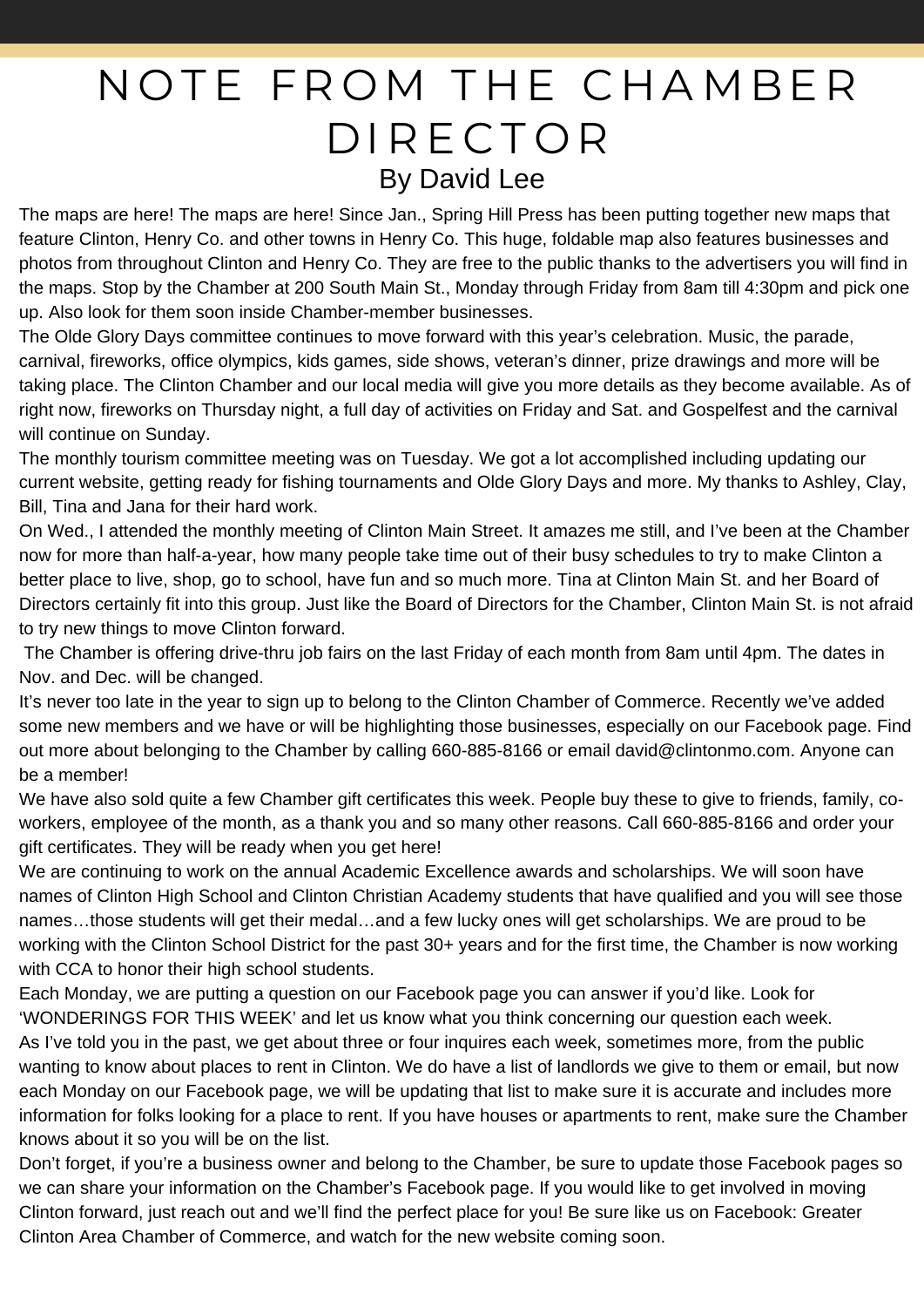# NOTE FROM THE CHAMBER DIRECTOR

By David Lee

The maps are here! The maps are here! Since Jan., Spring Hill Press has been putting together new maps that feature Clinton, Henry Co. and other towns in Henry Co. This huge, foldable map also features businesses and photos from throughout Clinton and Henry Co. They are free to the public thanks to the advertisers you will find in the maps. Stop by the Chamber at 200 South Main St., Monday through Friday from 8am till 4:30pm and pick one up. Also look for them soon inside Chamber-member businesses.

The Olde Glory Days committee continues to move forward with this year's celebration. Music, the parade, carnival, fireworks, office olympics, kids games, side shows, veteran's dinner, prize drawings and more will be taking place. The Clinton Chamber and our local media will give you more details as they become available. As of right now, fireworks on Thursday night, a full day of activities on Friday and Sat. and Gospelfest and the carnival will continue on Sunday.

The monthly tourism committee meeting was on Tuesday. We got a lot accomplished including updating our current website, getting ready for fishing tournaments and Olde Glory Days and more. My thanks to Ashley, Clay, Bill, Tina and Jana for their hard work.

On Wed., I attended the monthly meeting of Clinton Main Street. It amazes me still, and I've been at the Chamber now for more than half-a-year, how many people take time out of their busy schedules to try to make Clinton a better place to live, shop, go to school, have fun and so much more. Tina at Clinton Main St. and her Board of Directors certainly fit into this group. Just like the Board of Directors for the Chamber, Clinton Main St. is not afraid to try new things to move Clinton forward.

The Chamber is offering drive-thru job fairs on the last Friday of each month from 8am until 4pm. The dates in Nov. and Dec. will be changed.

It's never too late in the year to sign up to belong to the Clinton Chamber of Commerce. Recently we've added some new members and we have or will be highlighting those businesses, especially on our Facebook page. Find out more about belonging to the Chamber by calling 660-885-8166 or email david@clintonmo.com. Anyone can be a member!

We have also sold quite a few Chamber gift certificates this week. People buy these to give to friends, family, co-workers, employee of the month, as a thank you and so many other reasons. Call 660-885-8166 and order your gift certificates. They will be ready when you get here!

We are continuing to work on the annual Academic Excellence awards and scholarships. We will soon have names of Clinton High School and Clinton Christian Academy students that have qualified and you will see those names…those students will get their medal…and a few lucky ones will get scholarships. We are proud to be working with the Clinton School District for the past 30+ years and for the first time, the Chamber is now working with CCA to honor their high school students.

Each Monday, we are putting a question on our Facebook page you can answer if you'd like. Look for 'WONDERINGS FOR THIS WEEK' and let us know what you think concerning our question each week.

As I've told you in the past, we get about three or four inquires each week, sometimes more, from the public wanting to know about places to rent in Clinton. We do have a list of landlords we give to them or email, but now each Monday on our Facebook page, we will be updating that list to make sure it is accurate and includes more information for folks looking for a place to rent. If you have houses or apartments to rent, make sure the Chamber knows about it so you will be on the list.

Don't forget, if you're a business owner and belong to the Chamber, be sure to update those Facebook pages so we can share your information on the Chamber's Facebook page. If you would like to get involved in moving Clinton forward, just reach out and we'll find the perfect place for you! Be sure like us on Facebook: Greater Clinton Area Chamber of Commerce, and watch for the new website coming soon.